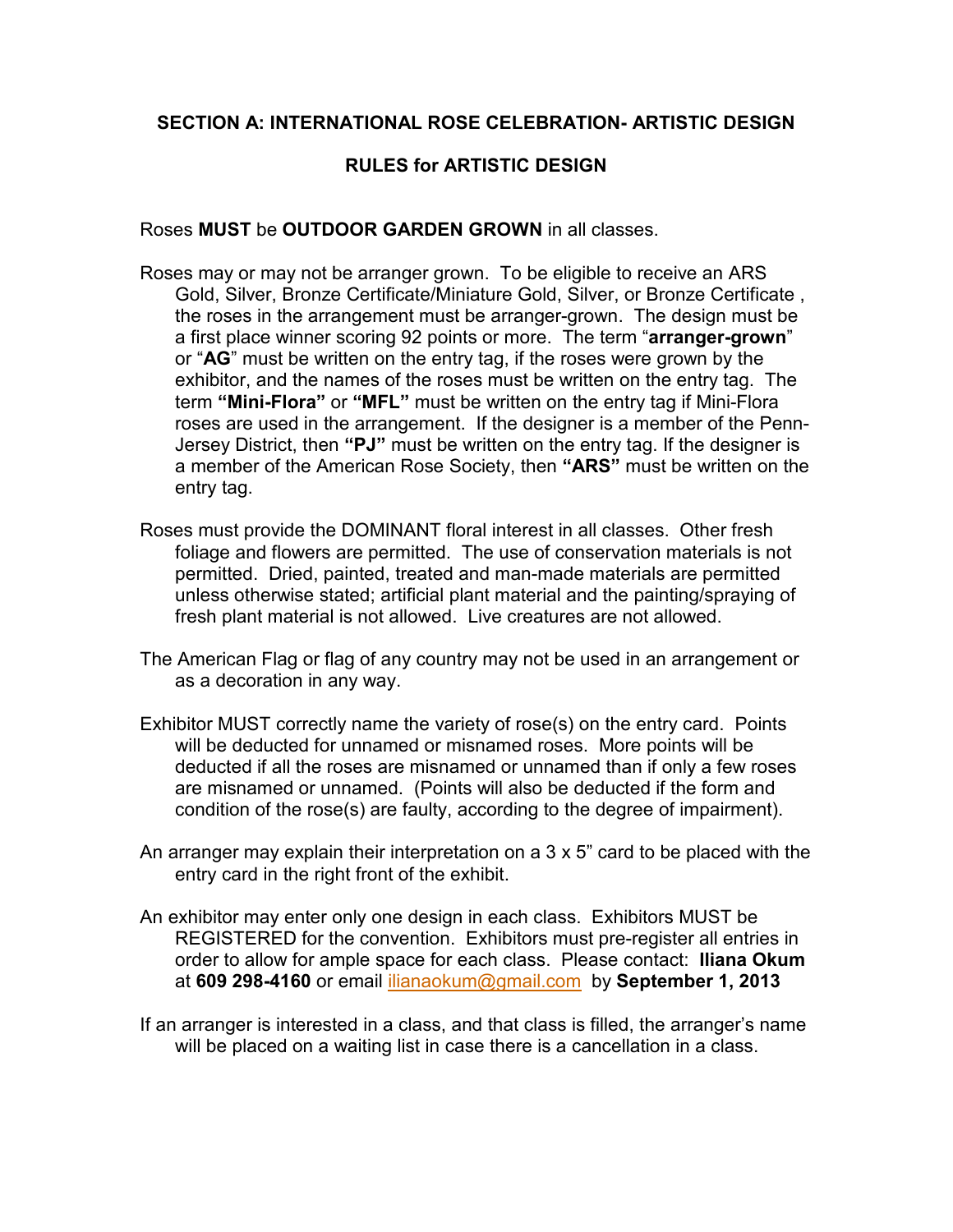## SECTION A: INTERNATIONAL ROSE CELEBRATION- ARTISTIC DESIGN

### RULES for ARTISTIC DESIGN

Roses **MUST** be **OUTDOOR GARDEN GROWN** in all classes.

Roses may or may not be arranger grown. To be eligible to receive an ARS Gold, Silver, Bronze Certificate/Miniature Gold, Silver, or Bronze Certificate , the roses in the arrangement must be arranger-grown. The design must be a first place winner scoring 92 points or more. The term "**arranger-grown**" or "**AG**" must be written on the entry tag, if the roses were grown by the exhibitor, and the names of the roses must be written on the entry tag. The term **"Mini-Flora"** or **"MFL"** must be written on the entry tag if Mini-Flora roses are used in the arrangement. If the designer is a member of the Penn-Jersey District, then **"PJ"** must be written on the entry tag. If the designer is a member of the American Rose Society, then **"ARS"** must be written on the entry tag.

Roses must provide the DOMINANT floral interest in all classes. Other fresh foliage and flowers are permitted. The use of conservation materials is not permitted. Dried, painted, treated and man-made materials are permitted unless otherwise stated; artificial plant material and the painting/spraying of fresh plant material is not allowed. Live creatures are not allowed.

The American Flag or flag of any country may not be used in an arrangement or as a decoration in any way.

Exhibitor MUST correctly name the variety of rose(s) on the entry card. Points will be deducted for unnamed or misnamed roses. More points will be deducted if all the roses are misnamed or unnamed than if only a few roses are misnamed or unnamed. (Points will also be deducted if the form and condition of the rose(s) are faulty, according to the degree of impairment).

An arranger may explain their interpretation on a 3 x 5" card to be placed with the entry card in the right front of the exhibit.

An exhibitor may enter only one design in each class. Exhibitors MUST be REGISTERED for the convention. Exhibitors must pre-register all entries in order to allow for ample space for each class. Please contact: **Iliana Okum** at **609 298-4160** or email ilianaokum@gmail.com by **September 1, 2013**

If an arranger is interested in a class, and that class is filled, the arranger's name will be placed on a waiting list in case there is a cancellation in a class.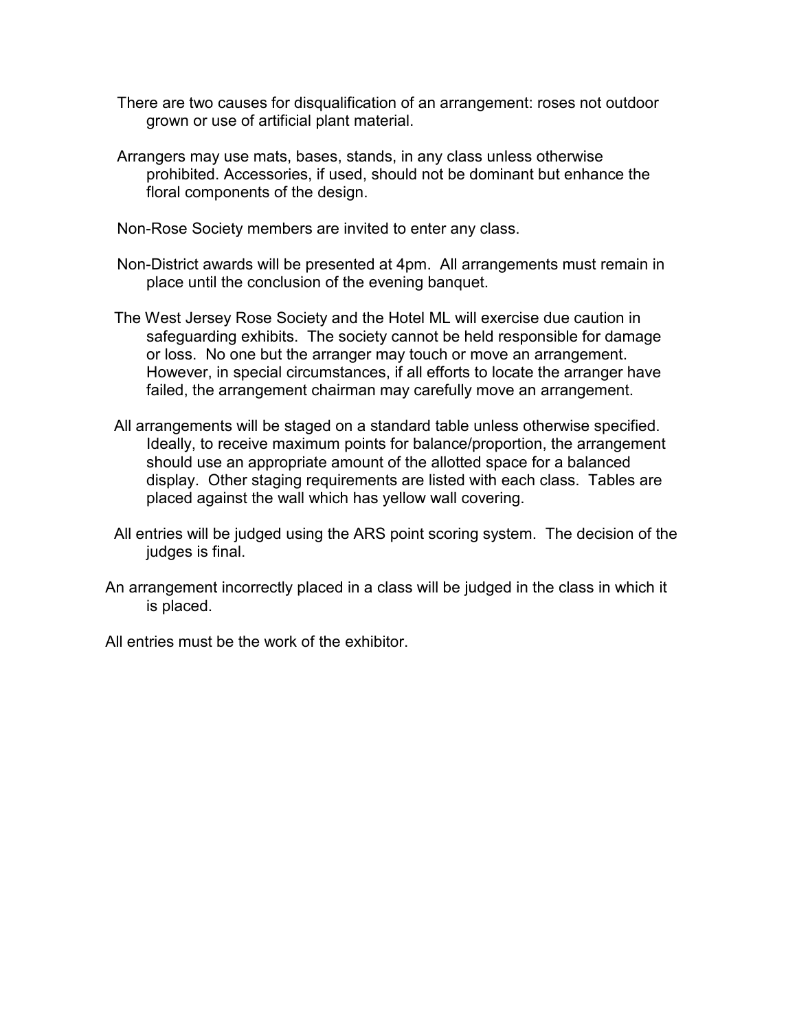There are two causes for disqualification of an arrangement: roses not outdoor grown or use of artificial plant material.

Arrangers may use mats, bases, stands, in any class unless otherwise prohibited. Accessories, if used, should not be dominant but enhance the floral components of the design.

Non-Rose Society members are invited to enter any class.

Non-District awards will be presented at 4pm. All arrangements must remain in place until the conclusion of the evening banquet.

The West Jersey Rose Society and the Hotel ML will exercise due caution in safeguarding exhibits. The society cannot be held responsible for damage or loss. No one but the arranger may touch or move an arrangement. However, in special circumstances, if all efforts to locate the arranger have failed, the arrangement chairman may carefully move an arrangement.

All arrangements will be staged on a standard table unless otherwise specified. Ideally, to receive maximum points for balance/proportion, the arrangement should use an appropriate amount of the allotted space for a balanced display. Other staging requirements are listed with each class. Tables are placed against the wall which has yellow wall covering.

All entries will be judged using the ARS point scoring system. The decision of the judges is final.

An arrangement incorrectly placed in a class will be judged in the class in which it is placed.

All entries must be the work of the exhibitor.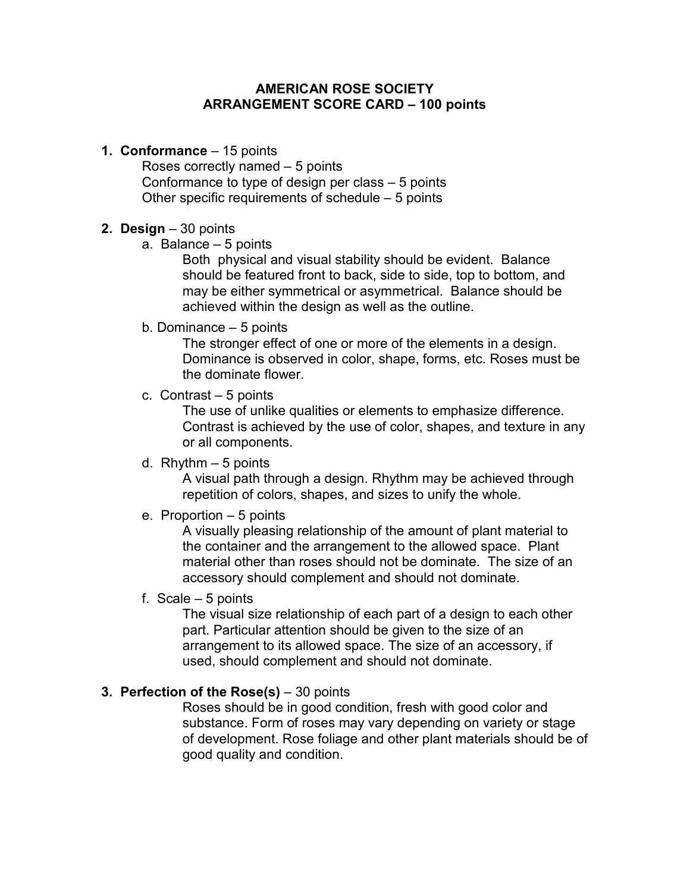# AMERICAN ROSE SOCIETY
# ARRANGEMENT SCORE CARD – 100 points

1. **Conformance** – 15 points
   Roses correctly named – 5 points
   Conformance to type of design per class – 5 points
   Other specific requirements of schedule – 5 points

2. **Design** – 30 points
   a. Balance – 5 points
      Both physical and visual stability should be evident. Balance should be featured front to back, side to side, top to bottom, and may be either symmetrical or asymmetrical. Balance should be achieved within the design as well as the outline.

   b. Dominance – 5 points
      The stronger effect of one or more of the elements in a design. Dominance is observed in color, shape, forms, etc. Roses must be the dominate flower.

   c. Contrast – 5 points
      The use of unlike qualities or elements to emphasize difference. Contrast is achieved by the use of color, shapes, and texture in any or all components.

   d. Rhythm – 5 points
      A visual path through a design. Rhythm may be achieved through repetition of colors, shapes, and sizes to unify the whole.

   e. Proportion – 5 points
      A visually pleasing relationship of the amount of plant material to the container and the arrangement to the allowed space. Plant material other than roses should not be dominate. The size of an accessory should complement and should not dominate.

   f. Scale – 5 points
      The visual size relationship of each part of a design to each other part. Particular attention should be given to the size of an arrangement to its allowed space. The size of an accessory, if used, should complement and should not dominate.

3. **Perfection of the Rose(s)** – 30 points
   Roses should be in good condition, fresh with good color and substance. Form of roses may vary depending on variety or stage of development. Rose foliage and other plant materials should be of good quality and condition.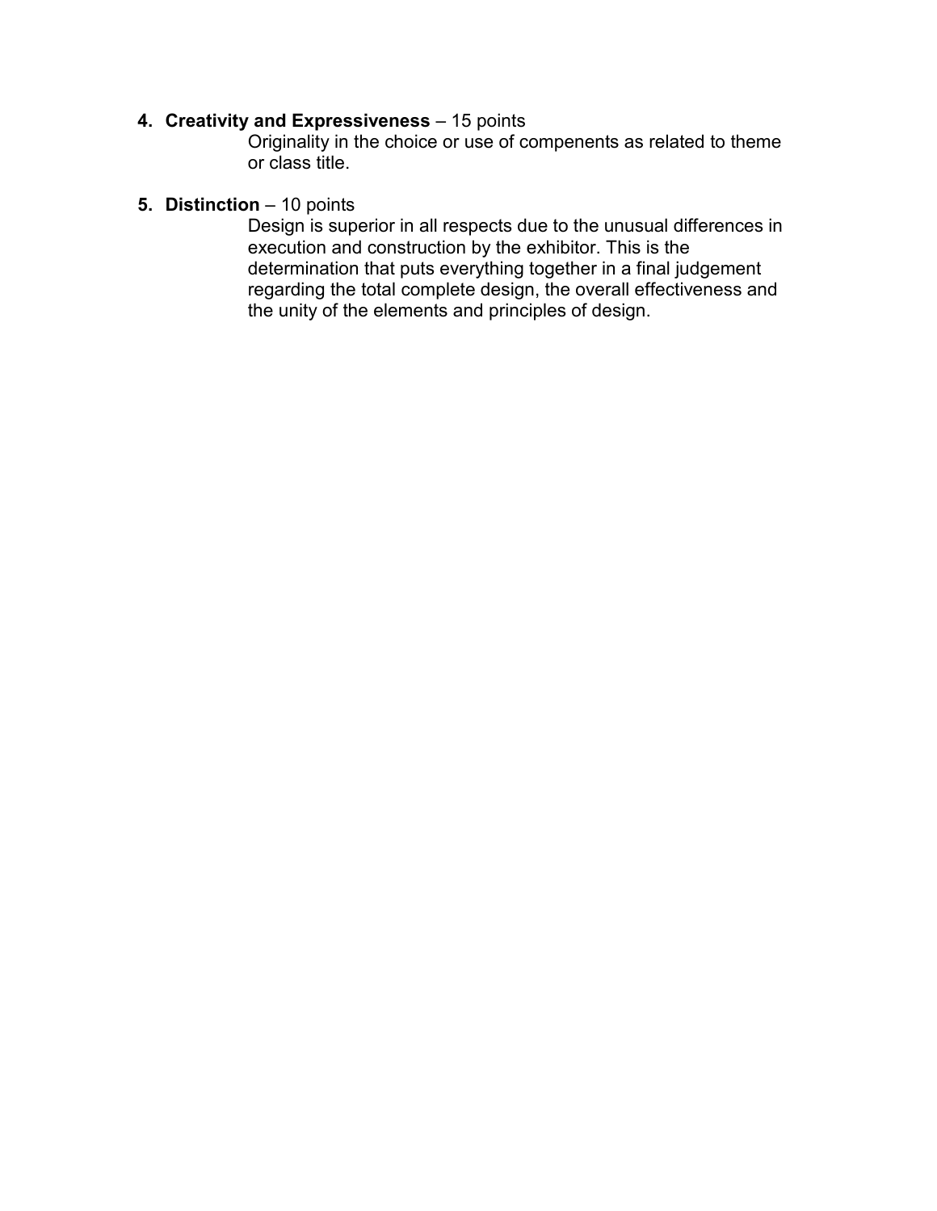4. **Creativity and Expressiveness** – 15 points

   Originality in the choice or use of compenents as related to theme or class title.

5. **Distinction** – 10 points

   Design is superior in all respects due to the unusual differences in execution and construction by the exhibitor. This is the determination that puts everything together in a final judgement regarding the total complete design, the overall effectiveness and the unity of the elements and principles of design.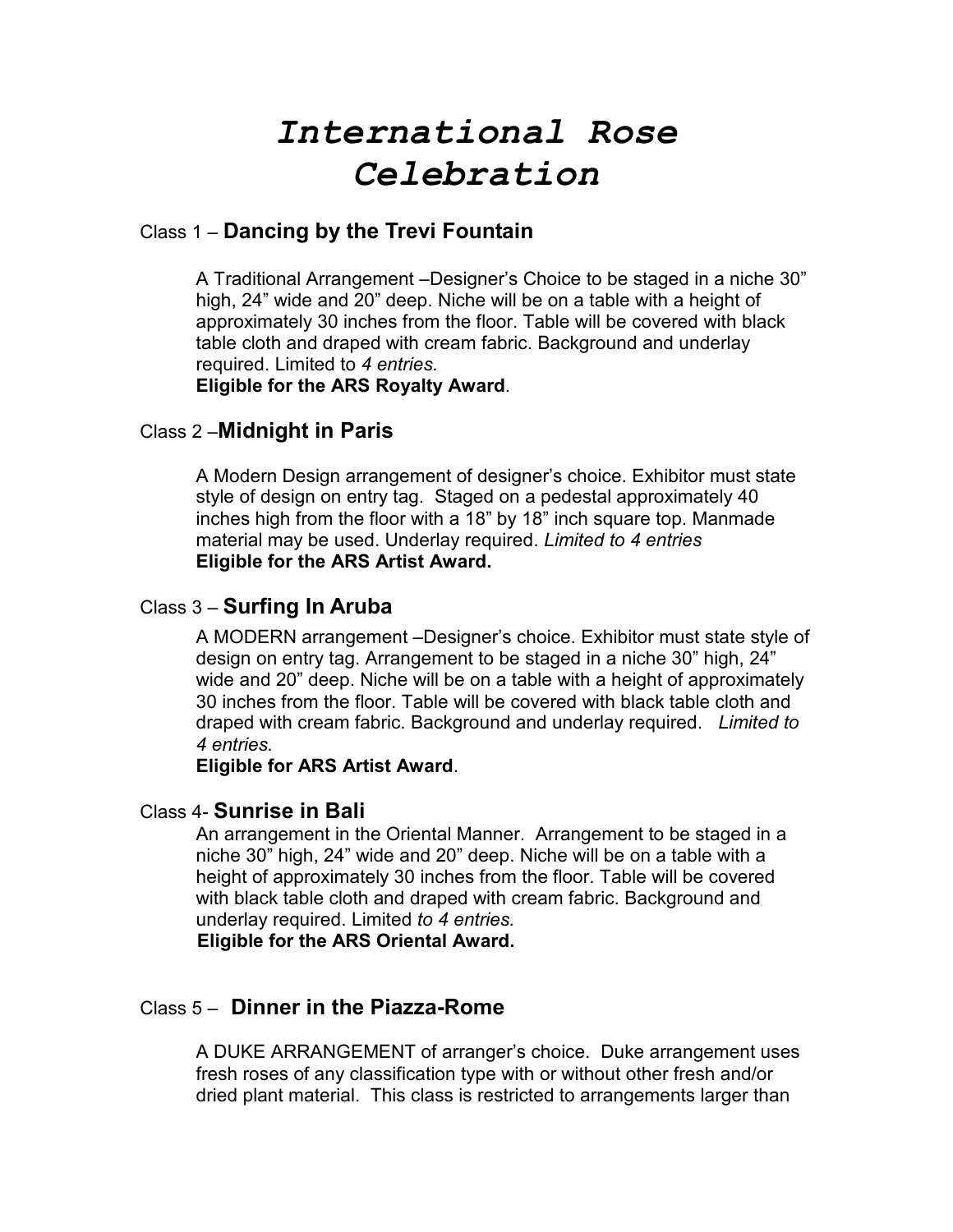# *International Rose Celebration*

## Class 1 – **Dancing by the Trevi Fountain**

A Traditional Arrangement –Designer's Choice to be staged in a niche 30" high, 24" wide and 20" deep. Niche will be on a table with a height of approximately 30 inches from the floor. Table will be covered with black table cloth and draped with cream fabric. Background and underlay required. Limited to *4 entries.*
**Eligible for the ARS Royalty Award**.

## Class 2 –**Midnight in Paris**

A Modern Design arrangement of designer's choice. Exhibitor must state style of design on entry tag. Staged on a pedestal approximately 40 inches high from the floor with a 18" by 18" inch square top. Manmade material may be used. Underlay required. *Limited to 4 entries*
**Eligible for the ARS Artist Award.**

## Class 3 – **Surfing In Aruba**

A MODERN arrangement –Designer's choice. Exhibitor must state style of design on entry tag. Arrangement to be staged in a niche 30" high, 24" wide and 20" deep. Niche will be on a table with a height of approximately 30 inches from the floor. Table will be covered with black table cloth and draped with cream fabric. Background and underlay required. *Limited to 4 entries.*
**Eligible for ARS Artist Award**.

## Class 4- **Sunrise in Bali**

An arrangement in the Oriental Manner. Arrangement to be staged in a niche 30" high, 24" wide and 20" deep. Niche will be on a table with a height of approximately 30 inches from the floor. Table will be covered with black table cloth and draped with cream fabric. Background and underlay required. Limited *to 4 entries.*
**Eligible for the ARS Oriental Award.**

## Class 5 – **Dinner in the Piazza-Rome**

A DUKE ARRANGEMENT of arranger's choice. Duke arrangement uses fresh roses of any classification type with or without other fresh and/or dried plant material. This class is restricted to arrangements larger than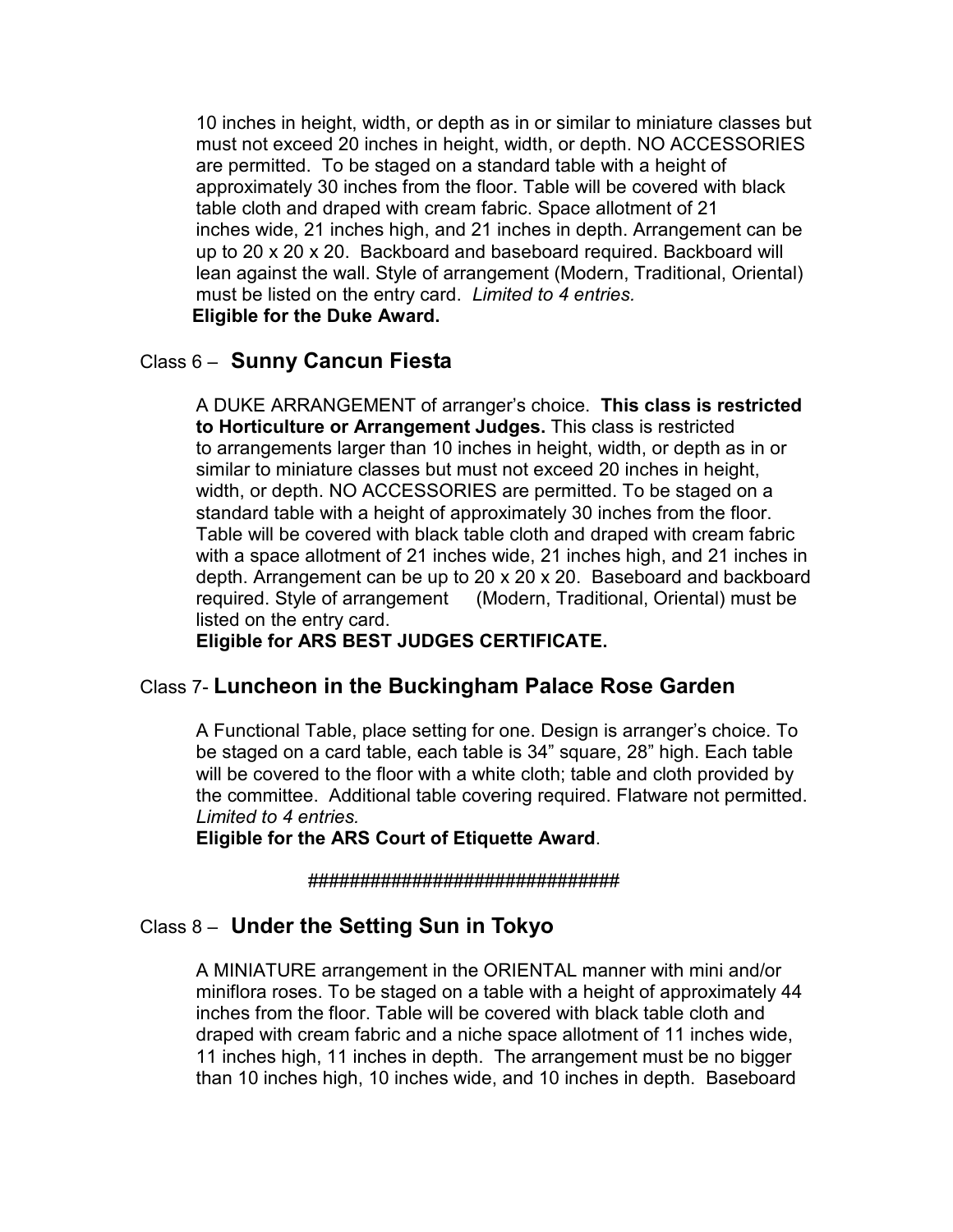10 inches in height, width, or depth as in or similar to miniature classes but must not exceed 20 inches in height, width, or depth. NO ACCESSORIES are permitted. To be staged on a standard table with a height of approximately 30 inches from the floor. Table will be covered with black table cloth and draped with cream fabric. Space allotment of 21 inches wide, 21 inches high, and 21 inches in depth. Arrangement can be up to 20 x 20 x 20. Backboard and baseboard required. Backboard will lean against the wall. Style of arrangement (Modern, Traditional, Oriental) must be listed on the entry card. *Limited to 4 entries.*
**Eligible for the Duke Award.**

## Class 6 – **Sunny Cancun Fiesta**

A DUKE ARRANGEMENT of arranger's choice. **This class is restricted to Horticulture or Arrangement Judges.** This class is restricted to arrangements larger than 10 inches in height, width, or depth as in or similar to miniature classes but must not exceed 20 inches in height, width, or depth. NO ACCESSORIES are permitted. To be staged on a standard table with a height of approximately 30 inches from the floor. Table will be covered with black table cloth and draped with cream fabric with a space allotment of 21 inches wide, 21 inches high, and 21 inches in depth. Arrangement can be up to 20 x 20 x 20. Baseboard and backboard required. Style of arrangement (Modern, Traditional, Oriental) must be listed on the entry card.
**Eligible for ARS BEST JUDGES CERTIFICATE.**

## Class 7- **Luncheon in the Buckingham Palace Rose Garden**

A Functional Table, place setting for one. Design is arranger's choice. To be staged on a card table, each table is 34" square, 28" high. Each table will be covered to the floor with a white cloth; table and cloth provided by the committee. Additional table covering required. Flatware not permitted. *Limited to 4 entries.*
**Eligible for the ARS Court of Etiquette Award**.

##############################

## Class 8 – **Under the Setting Sun in Tokyo**

A MINIATURE arrangement in the ORIENTAL manner with mini and/or miniflora roses. To be staged on a table with a height of approximately 44 inches from the floor. Table will be covered with black table cloth and draped with cream fabric and a niche space allotment of 11 inches wide, 11 inches high, 11 inches in depth. The arrangement must be no bigger than 10 inches high, 10 inches wide, and 10 inches in depth. Baseboard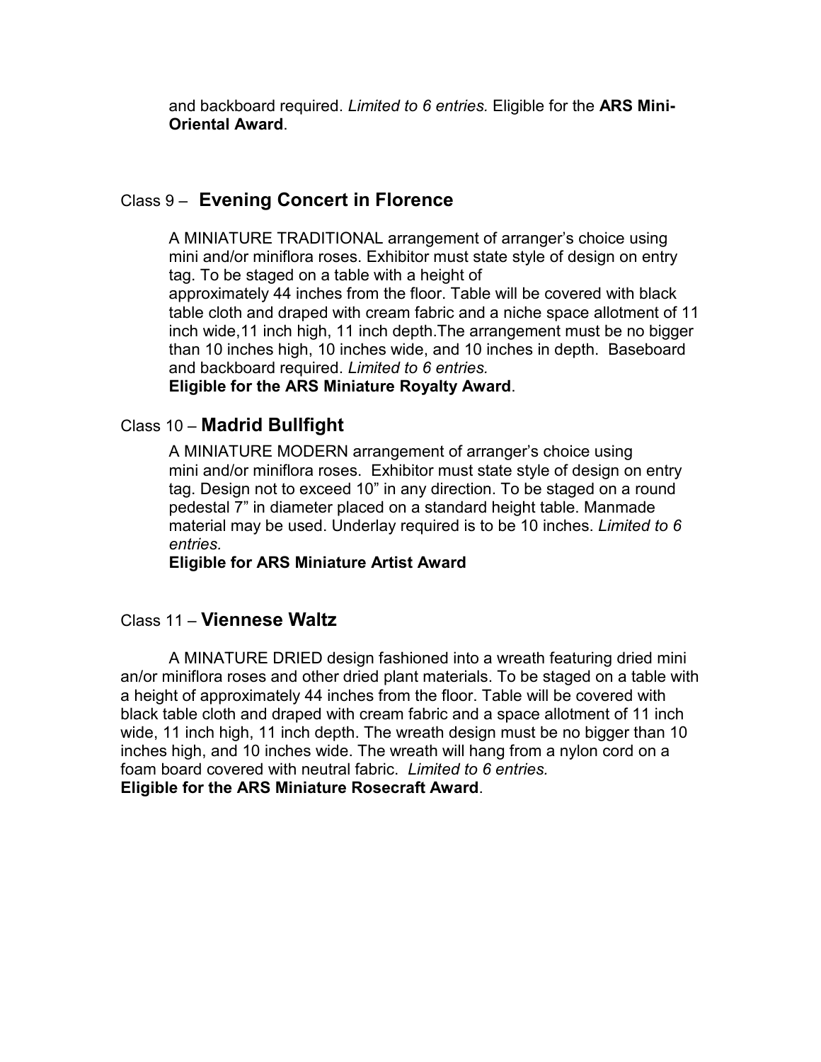and backboard required. *Limited to 6 entries.* Eligible for the **ARS Mini-Oriental Award**.

## Class 9 – **Evening Concert in Florence**

A MINIATURE TRADITIONAL arrangement of arranger's choice using mini and/or miniflora roses. Exhibitor must state style of design on entry tag. To be staged on a table with a height of approximately 44 inches from the floor. Table will be covered with black table cloth and draped with cream fabric and a niche space allotment of 11 inch wide,11 inch high, 11 inch depth.The arrangement must be no bigger than 10 inches high, 10 inches wide, and 10 inches in depth. Baseboard and backboard required. *Limited to 6 entries.*

**Eligible for the ARS Miniature Royalty Award**.

## Class 10 – **Madrid Bullfight**

A MINIATURE MODERN arrangement of arranger's choice using mini and/or miniflora roses. Exhibitor must state style of design on entry tag. Design not to exceed 10" in any direction. To be staged on a round pedestal 7" in diameter placed on a standard height table. Manmade material may be used. Underlay required is to be 10 inches. *Limited to 6 entries.*

**Eligible for ARS Miniature Artist Award**

## Class 11 – **Viennese Waltz**

A MINATURE DRIED design fashioned into a wreath featuring dried mini an/or miniflora roses and other dried plant materials. To be staged on a table with a height of approximately 44 inches from the floor. Table will be covered with black table cloth and draped with cream fabric and a space allotment of 11 inch wide, 11 inch high, 11 inch depth. The wreath design must be no bigger than 10 inches high, and 10 inches wide. The wreath will hang from a nylon cord on a foam board covered with neutral fabric. *Limited to 6 entries.*

**Eligible for the ARS Miniature Rosecraft Award**.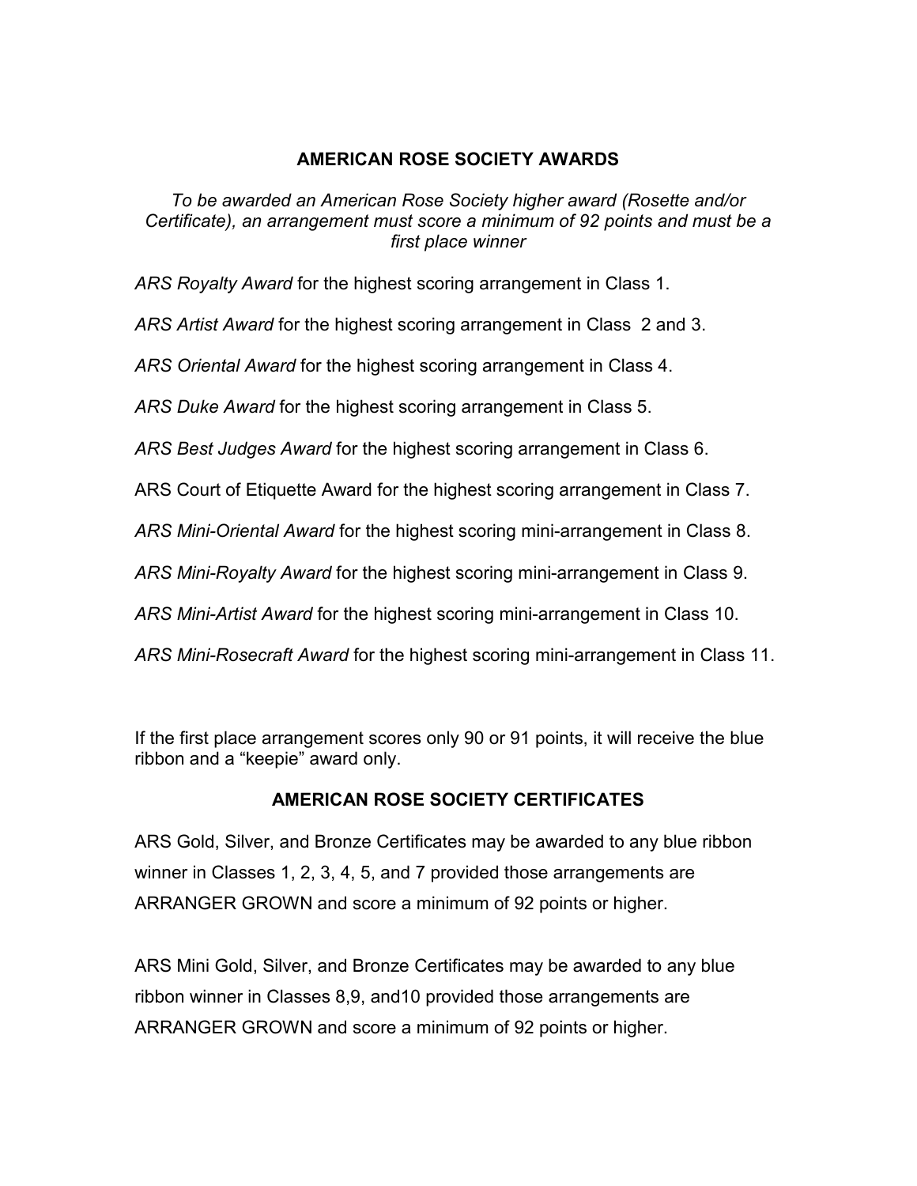## AMERICAN ROSE SOCIETY AWARDS

*To be awarded an American Rose Society higher award (Rosette and/or Certificate), an arrangement must score a minimum of 92 points and must be a first place winner*

*ARS Royalty Award* for the highest scoring arrangement in Class 1.

*ARS Artist Award* for the highest scoring arrangement in Class 2 and 3.

*ARS Oriental Award* for the highest scoring arrangement in Class 4.

*ARS Duke Award* for the highest scoring arrangement in Class 5.

*ARS Best Judges Award* for the highest scoring arrangement in Class 6.

ARS Court of Etiquette Award for the highest scoring arrangement in Class 7.

*ARS Mini-Oriental Award* for the highest scoring mini-arrangement in Class 8.

*ARS Mini-Royalty Award* for the highest scoring mini-arrangement in Class 9.

*ARS Mini-Artist Award* for the highest scoring mini-arrangement in Class 10.

*ARS Mini-Rosecraft Award* for the highest scoring mini-arrangement in Class 11.

If the first place arrangement scores only 90 or 91 points, it will receive the blue ribbon and a "keepie" award only.

## AMERICAN ROSE SOCIETY CERTIFICATES

ARS Gold, Silver, and Bronze Certificates may be awarded to any blue ribbon winner in Classes 1, 2, 3, 4, 5, and 7 provided those arrangements are ARRANGER GROWN and score a minimum of 92 points or higher.

ARS Mini Gold, Silver, and Bronze Certificates may be awarded to any blue ribbon winner in Classes 8,9, and10 provided those arrangements are ARRANGER GROWN and score a minimum of 92 points or higher.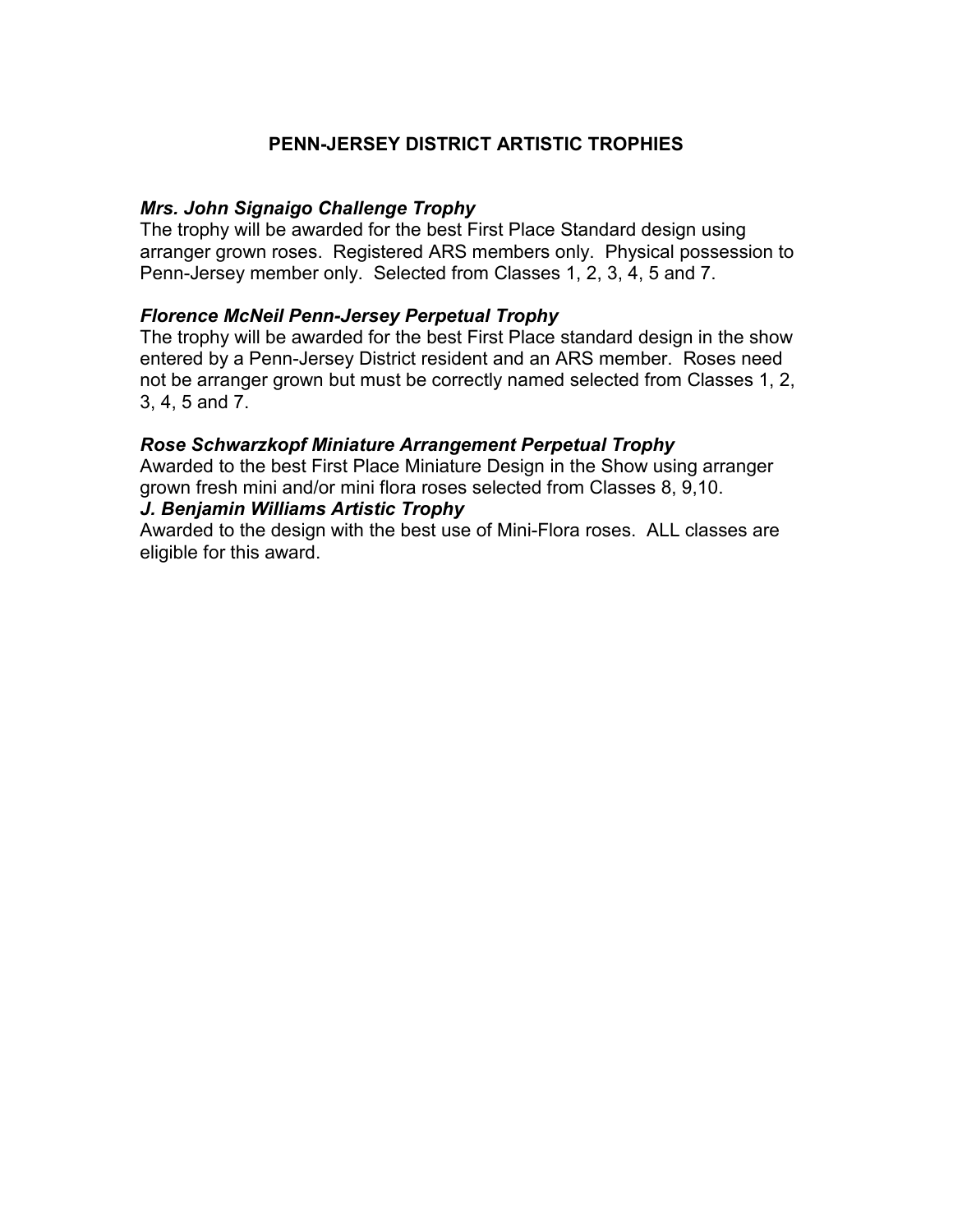## PENN-JERSEY DISTRICT ARTISTIC TROPHIES

***Mrs. John Signaigo Challenge Trophy***
The trophy will be awarded for the best First Place Standard design using arranger grown roses. Registered ARS members only. Physical possession to Penn-Jersey member only. Selected from Classes 1, 2, 3, 4, 5 and 7.

***Florence McNeil Penn-Jersey Perpetual Trophy***
The trophy will be awarded for the best First Place standard design in the show entered by a Penn-Jersey District resident and an ARS member. Roses need not be arranger grown but must be correctly named selected from Classes 1, 2, 3, 4, 5 and 7.

***Rose Schwarzkopf Miniature Arrangement Perpetual Trophy***
Awarded to the best First Place Miniature Design in the Show using arranger grown fresh mini and/or mini flora roses selected from Classes 8, 9,10.

***J. Benjamin Williams Artistic Trophy***
Awarded to the design with the best use of Mini-Flora roses. ALL classes are eligible for this award.